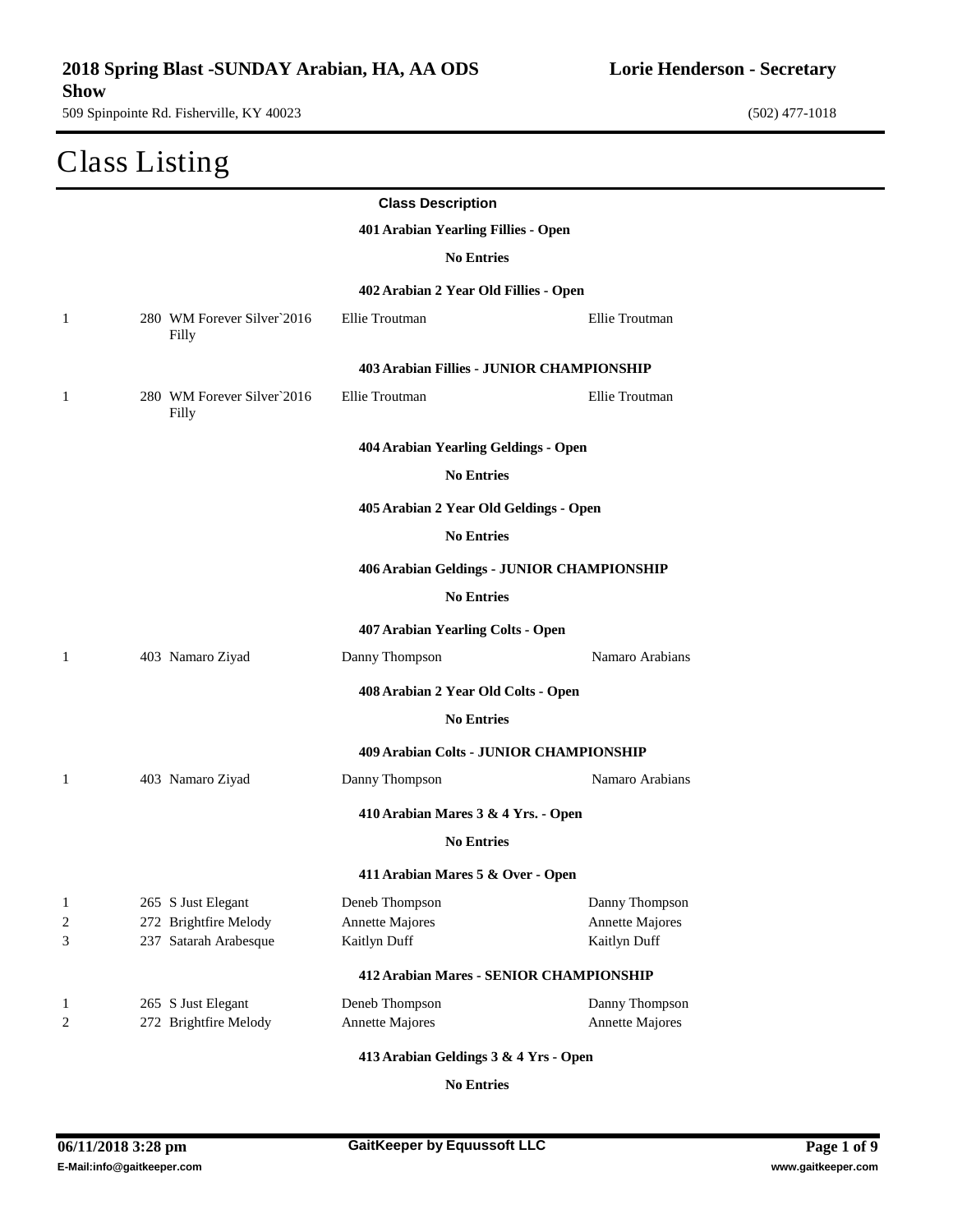# 2018 Spring Blast -SUNDAY Arabian, HA, AA ODS Show

**Lorie Henderson - Secretary**

509 Spinpointe Rd. Fisherville, KY 40023

(502) 477-1018

## Class Listing

**Class Description**

**401 Arabian Yearling Fillies - Open**

**No Entries**

**402 Arabian 2 Year Old Fillies - Open**

| | | | |
|---|---|---|---|
| 1 | 280 WM Forever Silver`2016 Filly | Ellie Troutman | Ellie Troutman |

**403 Arabian Fillies - JUNIOR CHAMPIONSHIP**

| | | | |
|---|---|---|---|
| 1 | 280 WM Forever Silver`2016 Filly | Ellie Troutman | Ellie Troutman |

**404 Arabian Yearling Geldings - Open**

**No Entries**

**405 Arabian 2 Year Old Geldings - Open**

**No Entries**

**406 Arabian Geldings - JUNIOR CHAMPIONSHIP**

**No Entries**

**407 Arabian Yearling Colts - Open**

| | | | |
|---|---|---|---|
| 1 | 403 Namaro Ziyad | Danny Thompson | Namaro Arabians |

**408 Arabian 2 Year Old Colts - Open**

**No Entries**

**409 Arabian Colts - JUNIOR CHAMPIONSHIP**

| | | | |
|---|---|---|---|
| 1 | 403 Namaro Ziyad | Danny Thompson | Namaro Arabians |

**410 Arabian Mares 3 & 4 Yrs. - Open**

**No Entries**

**411 Arabian Mares 5 & Over - Open**

| | | | |
|---|---|---|---|
| 1 | 265 S Just Elegant | Deneb Thompson | Danny Thompson |
| 2 | 272 Brightfire Melody | Annette Majores | Annette Majores |
| 3 | 237 Satarah Arabesque | Kaitlyn Duff | Kaitlyn Duff |

**412 Arabian Mares - SENIOR CHAMPIONSHIP**

| | | | |
|---|---|---|---|
| 1 | 265 S Just Elegant | Deneb Thompson | Danny Thompson |
| 2 | 272 Brightfire Melody | Annette Majores | Annette Majores |

**413 Arabian Geldings 3 & 4 Yrs - Open**

**No Entries**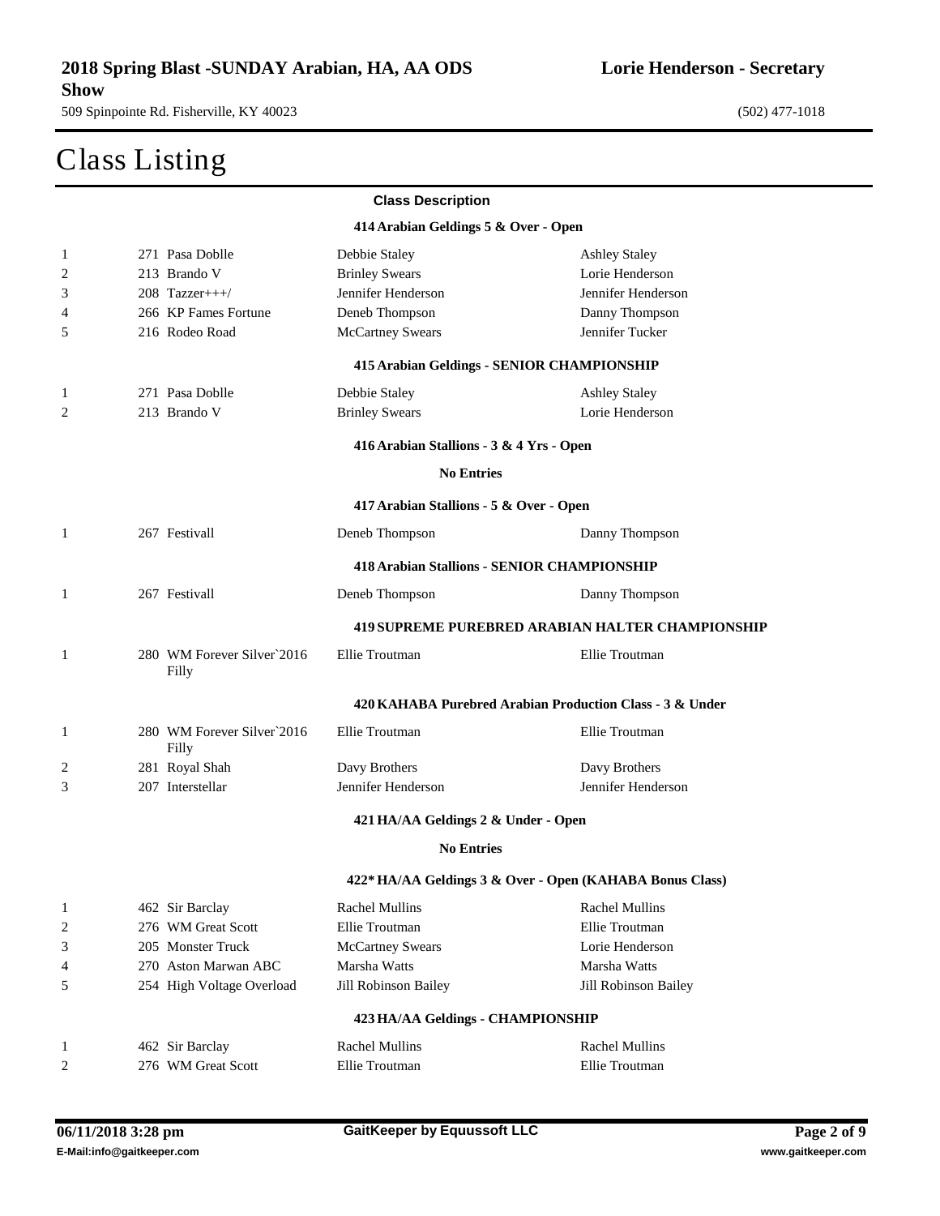# Class Listing

**Class Description**

### 414 Arabian Geldings 5 & Over - Open

| Place | Entry | Horse | Owner | Rider |
|---|---|---|---|---|
| 1 | 271 | Pasa Doblle | Debbie Staley | Ashley Staley |
| 2 | 213 | Brando V | Brinley Swears | Lorie Henderson |
| 3 | 208 | Tazzer+++/ | Jennifer Henderson | Jennifer Henderson |
| 4 | 266 | KP Fames Fortune | Deneb Thompson | Danny Thompson |
| 5 | 216 | Rodeo Road | McCartney Swears | Jennifer Tucker |

### 415 Arabian Geldings - SENIOR CHAMPIONSHIP

| Place | Entry | Horse | Owner | Rider |
|---|---|---|---|---|
| 1 | 271 | Pasa Doblle | Debbie Staley | Ashley Staley |
| 2 | 213 | Brando V | Brinley Swears | Lorie Henderson |

### 416 Arabian Stallions - 3 & 4 Yrs - Open

**No Entries**

### 417 Arabian Stallions - 5 & Over - Open

| Place | Entry | Horse | Owner | Rider |
|---|---|---|---|---|
| 1 | 267 | Festivall | Deneb Thompson | Danny Thompson |

### 418 Arabian Stallions - SENIOR CHAMPIONSHIP

| Place | Entry | Horse | Owner | Rider |
|---|---|---|---|---|
| 1 | 267 | Festivall | Deneb Thompson | Danny Thompson |

### 419 SUPREME PUREBRED ARABIAN HALTER CHAMPIONSHIP

| Place | Entry | Horse | Owner | Rider |
|---|---|---|---|---|
| 1 | 280 | WM Forever Silver`2016 Filly | Ellie Troutman | Ellie Troutman |

### 420 KAHABA Purebred Arabian Production Class - 3 & Under

| Place | Entry | Horse | Owner | Rider |
|---|---|---|---|---|
| 1 | 280 | WM Forever Silver`2016 Filly | Ellie Troutman | Ellie Troutman |
| 2 | 281 | Royal Shah | Davy Brothers | Davy Brothers |
| 3 | 207 | Interstellar | Jennifer Henderson | Jennifer Henderson |

### 421 HA/AA Geldings 2 & Under - Open

**No Entries**

### 422* HA/AA Geldings 3 & Over - Open (KAHABA Bonus Class)

| Place | Entry | Horse | Owner | Rider |
|---|---|---|---|---|
| 1 | 462 | Sir Barclay | Rachel Mullins | Rachel Mullins |
| 2 | 276 | WM Great Scott | Ellie Troutman | Ellie Troutman |
| 3 | 205 | Monster Truck | McCartney Swears | Lorie Henderson |
| 4 | 270 | Aston Marwan ABC | Marsha Watts | Marsha Watts |
| 5 | 254 | High Voltage Overload | Jill Robinson Bailey | Jill Robinson Bailey |

### 423 HA/AA Geldings - CHAMPIONSHIP

| Place | Entry | Horse | Owner | Rider |
|---|---|---|---|---|
| 1 | 462 | Sir Barclay | Rachel Mullins | Rachel Mullins |
| 2 | 276 | WM Great Scott | Ellie Troutman | Ellie Troutman |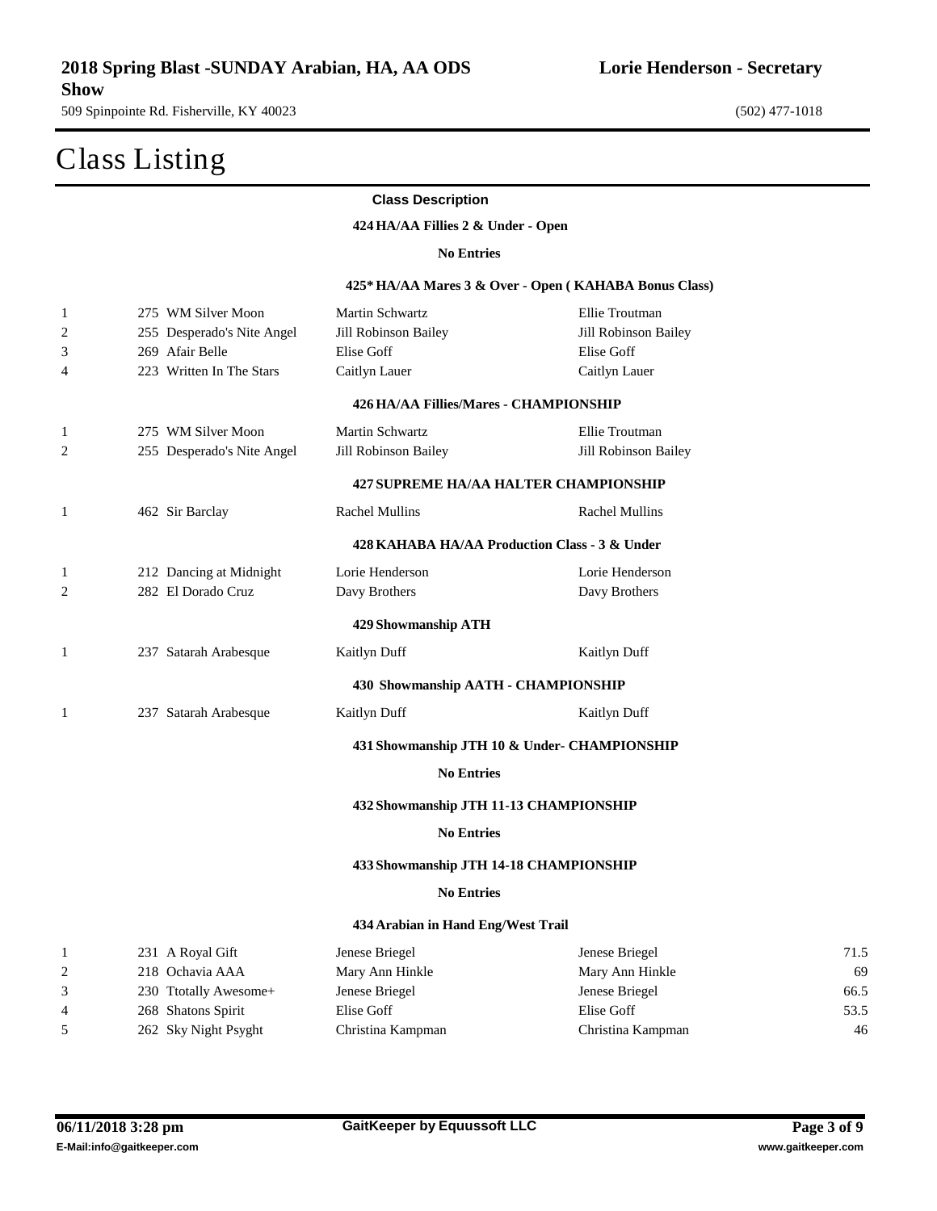# Class Listing

**Class Description**

### 424 HA/AA Fillies 2 & Under - Open

**No Entries**

### 425* HA/AA Mares 3 & Over - Open ( KAHABA Bonus Class)

| Place | Entry | Horse | Owner | Rider |
|---|---|---|---|---|
| 1 | 275 | WM Silver Moon | Martin Schwartz | Ellie Troutman |
| 2 | 255 | Desperado's Nite Angel | Jill Robinson Bailey | Jill Robinson Bailey |
| 3 | 269 | Afair Belle | Elise Goff | Elise Goff |
| 4 | 223 | Written In The Stars | Caitlyn Lauer | Caitlyn Lauer |

### 426 HA/AA Fillies/Mares - CHAMPIONSHIP

| Place | Entry | Horse | Owner | Rider |
|---|---|---|---|---|
| 1 | 275 | WM Silver Moon | Martin Schwartz | Ellie Troutman |
| 2 | 255 | Desperado's Nite Angel | Jill Robinson Bailey | Jill Robinson Bailey |

### 427 SUPREME HA/AA HALTER CHAMPIONSHIP

| Place | Entry | Horse | Owner | Rider |
|---|---|---|---|---|
| 1 | 462 | Sir Barclay | Rachel Mullins | Rachel Mullins |

### 428 KAHABA HA/AA Production Class - 3 & Under

| Place | Entry | Horse | Owner | Rider |
|---|---|---|---|---|
| 1 | 212 | Dancing at Midnight | Lorie Henderson | Lorie Henderson |
| 2 | 282 | El Dorado Cruz | Davy Brothers | Davy Brothers |

### 429 Showmanship ATH

| Place | Entry | Horse | Owner | Rider |
|---|---|---|---|---|
| 1 | 237 | Satarah Arabesque | Kaitlyn Duff | Kaitlyn Duff |

### 430 Showmanship AATH - CHAMPIONSHIP

| Place | Entry | Horse | Owner | Rider |
|---|---|---|---|---|
| 1 | 237 | Satarah Arabesque | Kaitlyn Duff | Kaitlyn Duff |

### 431 Showmanship JTH 10 & Under- CHAMPIONSHIP

**No Entries**

### 432 Showmanship JTH 11-13 CHAMPIONSHIP

**No Entries**

### 433 Showmanship JTH 14-18 CHAMPIONSHIP

**No Entries**

### 434 Arabian in Hand Eng/West Trail

| Place | Entry | Horse | Owner | Rider | Score |
|---|---|---|---|---|---|
| 1 | 231 | A Royal Gift | Jenese Briegel | Jenese Briegel | 71.5 |
| 2 | 218 | Ochavia AAA | Mary Ann Hinkle | Mary Ann Hinkle | 69 |
| 3 | 230 | Ttotally Awesome+ | Jenese Briegel | Jenese Briegel | 66.5 |
| 4 | 268 | Shatons Spirit | Elise Goff | Elise Goff | 53.5 |
| 5 | 262 | Sky Night Psyght | Christina Kampman | Christina Kampman | 46 |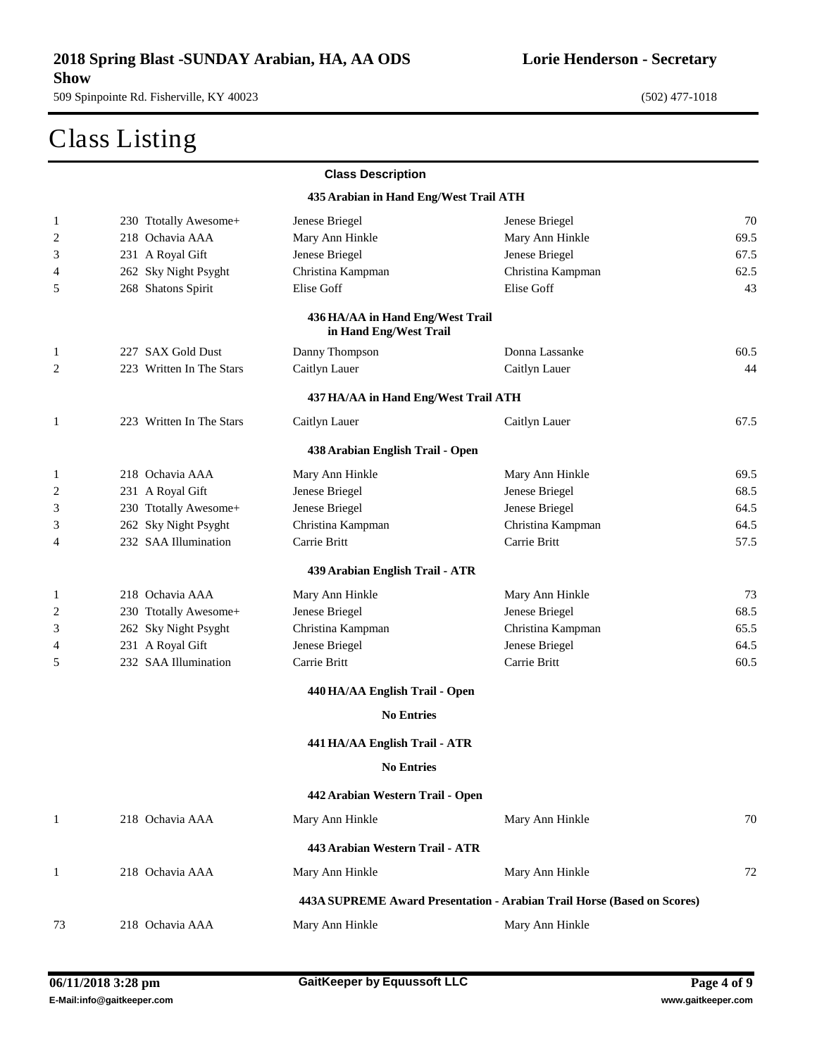**2018 Spring Blast -SUNDAY Arabian, HA, AA ODS Show**
509 Spinpointe Rd. Fisherville, KY 40023

**Lorie Henderson - Secretary**
(502) 477-1018

# Class Listing

**Class Description**

### 435 Arabian in Hand Eng/West Trail ATH

| | | | | |
|---|---|---|---|---|
| 1 | 230 Ttotally Awesome+ | Jenese Briegel | Jenese Briegel | 70 |
| 2 | 218 Ochavia AAA | Mary Ann Hinkle | Mary Ann Hinkle | 69.5 |
| 3 | 231 A Royal Gift | Jenese Briegel | Jenese Briegel | 67.5 |
| 4 | 262 Sky Night Psyght | Christina Kampman | Christina Kampman | 62.5 |
| 5 | 268 Shatons Spirit | Elise Goff | Elise Goff | 43 |

### 436 HA/AA in Hand Eng/West Trail in Hand Eng/West Trail

| | | | | |
|---|---|---|---|---|
| 1 | 227 SAX Gold Dust | Danny Thompson | Donna Lassanke | 60.5 |
| 2 | 223 Written In The Stars | Caitlyn Lauer | Caitlyn Lauer | 44 |

### 437 HA/AA in Hand Eng/West Trail ATH

| | | | | |
|---|---|---|---|---|
| 1 | 223 Written In The Stars | Caitlyn Lauer | Caitlyn Lauer | 67.5 |

### 438 Arabian English Trail - Open

| | | | | |
|---|---|---|---|---|
| 1 | 218 Ochavia AAA | Mary Ann Hinkle | Mary Ann Hinkle | 69.5 |
| 2 | 231 A Royal Gift | Jenese Briegel | Jenese Briegel | 68.5 |
| 3 | 230 Ttotally Awesome+ | Jenese Briegel | Jenese Briegel | 64.5 |
| 3 | 262 Sky Night Psyght | Christina Kampman | Christina Kampman | 64.5 |
| 4 | 232 SAA Illumination | Carrie Britt | Carrie Britt | 57.5 |

### 439 Arabian English Trail - ATR

| | | | | |
|---|---|---|---|---|
| 1 | 218 Ochavia AAA | Mary Ann Hinkle | Mary Ann Hinkle | 73 |
| 2 | 230 Ttotally Awesome+ | Jenese Briegel | Jenese Briegel | 68.5 |
| 3 | 262 Sky Night Psyght | Christina Kampman | Christina Kampman | 65.5 |
| 4 | 231 A Royal Gift | Jenese Briegel | Jenese Briegel | 64.5 |
| 5 | 232 SAA Illumination | Carrie Britt | Carrie Britt | 60.5 |

### 440 HA/AA English Trail - Open

**No Entries**

### 441 HA/AA English Trail - ATR

**No Entries**

### 442 Arabian Western Trail - Open

| | | | | |
|---|---|---|---|---|
| 1 | 218 Ochavia AAA | Mary Ann Hinkle | Mary Ann Hinkle | 70 |

### 443 Arabian Western Trail - ATR

| | | | | |
|---|---|---|---|---|
| 1 | 218 Ochavia AAA | Mary Ann Hinkle | Mary Ann Hinkle | 72 |

### 443A SUPREME Award Presentation - Arabian Trail Horse (Based on Scores)

| | | | | |
|---|---|---|---|---|
| 73 | 218 Ochavia AAA | Mary Ann Hinkle | Mary Ann Hinkle | |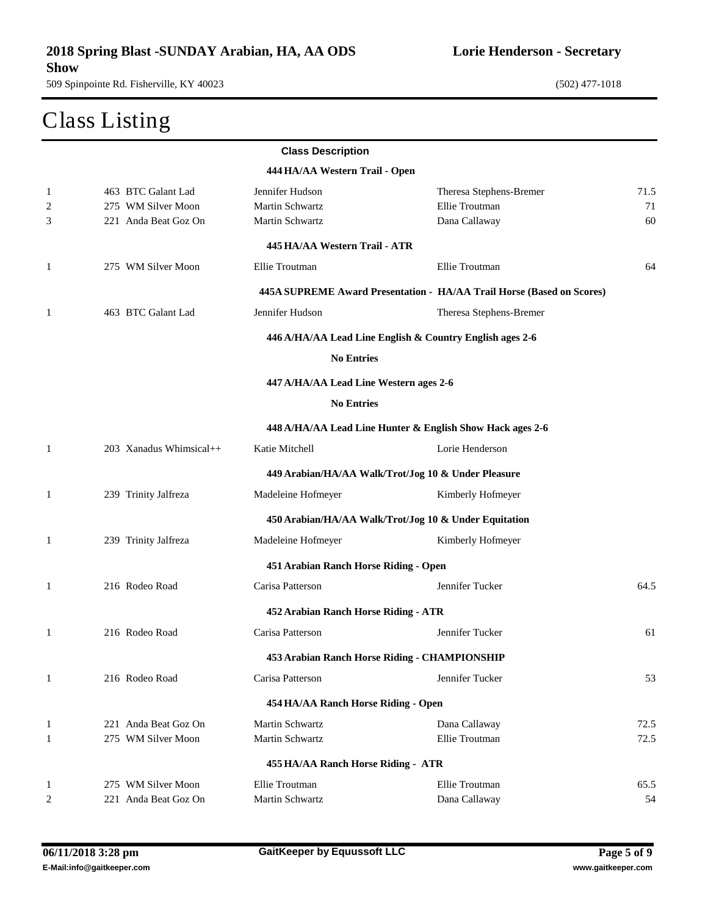# Class Listing

**Class Description**

**444 HA/AA Western Trail - Open**

| Place | Entry | Rider | Owner | Score |
|---|---|---|---|---|
| 1 | 463 BTC Galant Lad | Jennifer Hudson | Theresa Stephens-Bremer | 71.5 |
| 2 | 275 WM Silver Moon | Martin Schwartz | Ellie Troutman | 71 |
| 3 | 221 Anda Beat Goz On | Martin Schwartz | Dana Callaway | 60 |

**445 HA/AA Western Trail - ATR**

| Place | Entry | Rider | Owner | Score |
|---|---|---|---|---|
| 1 | 275 WM Silver Moon | Ellie Troutman | Ellie Troutman | 64 |

**445A SUPREME Award Presentation - HA/AA Trail Horse (Based on Scores)**

| Place | Entry | Rider | Owner | Score |
|---|---|---|---|---|
| 1 | 463 BTC Galant Lad | Jennifer Hudson | Theresa Stephens-Bremer | |

**446 A/HA/AA Lead Line English & Country English ages 2-6**

**No Entries**

**447 A/HA/AA Lead Line Western ages 2-6**

**No Entries**

**448 A/HA/AA Lead Line Hunter & English Show Hack ages 2-6**

| Place | Entry | Rider | Owner | Score |
|---|---|---|---|---|
| 1 | 203 Xanadus Whimsical++ | Katie Mitchell | Lorie Henderson | |

**449 Arabian/HA/AA Walk/Trot/Jog 10 & Under Pleasure**

| Place | Entry | Rider | Owner | Score |
|---|---|---|---|---|
| 1 | 239 Trinity Jalfreza | Madeleine Hofmeyer | Kimberly Hofmeyer | |

**450 Arabian/HA/AA Walk/Trot/Jog 10 & Under Equitation**

| Place | Entry | Rider | Owner | Score |
|---|---|---|---|---|
| 1 | 239 Trinity Jalfreza | Madeleine Hofmeyer | Kimberly Hofmeyer | |

**451 Arabian Ranch Horse Riding - Open**

| Place | Entry | Rider | Owner | Score |
|---|---|---|---|---|
| 1 | 216 Rodeo Road | Carisa Patterson | Jennifer Tucker | 64.5 |

**452 Arabian Ranch Horse Riding - ATR**

| Place | Entry | Rider | Owner | Score |
|---|---|---|---|---|
| 1 | 216 Rodeo Road | Carisa Patterson | Jennifer Tucker | 61 |

**453 Arabian Ranch Horse Riding - CHAMPIONSHIP**

| Place | Entry | Rider | Owner | Score |
|---|---|---|---|---|
| 1 | 216 Rodeo Road | Carisa Patterson | Jennifer Tucker | 53 |

**454 HA/AA Ranch Horse Riding - Open**

| Place | Entry | Rider | Owner | Score |
|---|---|---|---|---|
| 1 | 221 Anda Beat Goz On | Martin Schwartz | Dana Callaway | 72.5 |
| 1 | 275 WM Silver Moon | Martin Schwartz | Ellie Troutman | 72.5 |

**455 HA/AA Ranch Horse Riding - ATR**

| Place | Entry | Rider | Owner | Score |
|---|---|---|---|---|
| 1 | 275 WM Silver Moon | Ellie Troutman | Ellie Troutman | 65.5 |
| 2 | 221 Anda Beat Goz On | Martin Schwartz | Dana Callaway | 54 |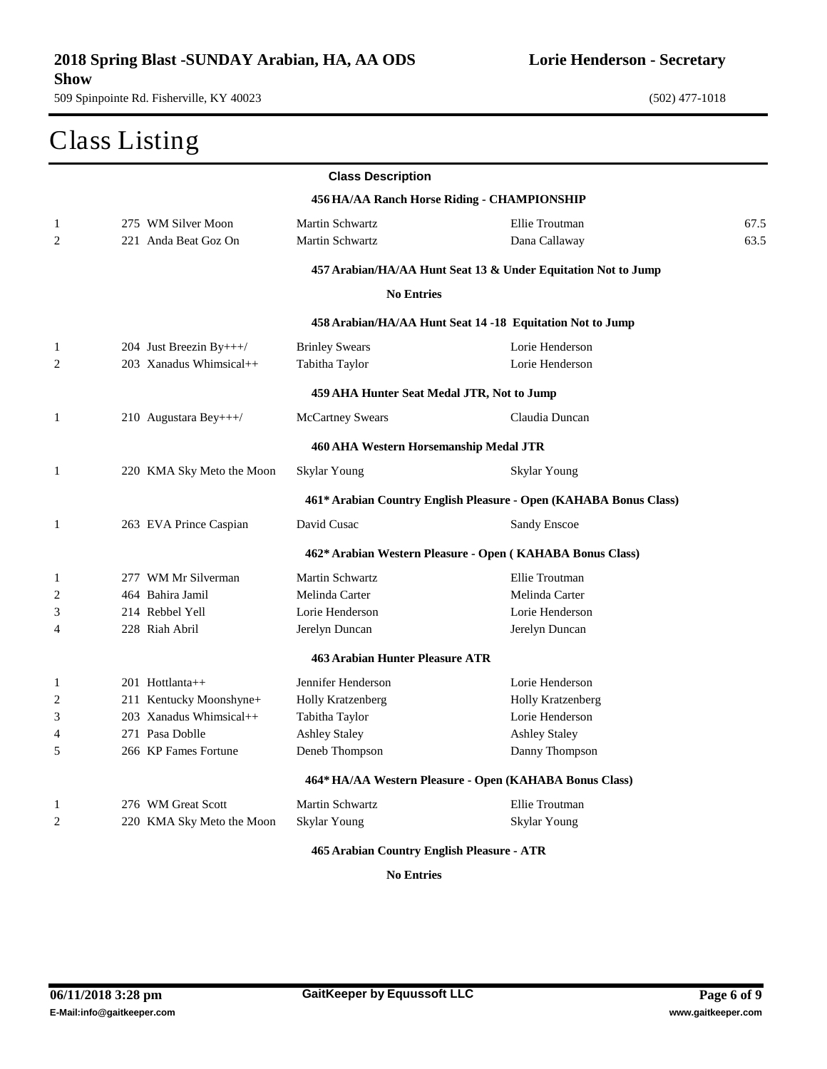# 2018 Spring Blast -SUNDAY Arabian, HA, AA ODS Show

**Lorie Henderson - Secretary**

509 Spinpointe Rd. Fisherville, KY 40023

(502) 477-1018

## Class Listing

**Class Description**

**456 HA/AA Ranch Horse Riding - CHAMPIONSHIP**

| Place | Horse | Rider | Owner | Score |
|---|---|---|---|---|
| 1 | 275 WM Silver Moon | Martin Schwartz | Ellie Troutman | 67.5 |
| 2 | 221 Anda Beat Goz On | Martin Schwartz | Dana Callaway | 63.5 |

**457 Arabian/HA/AA Hunt Seat 13 & Under Equitation Not to Jump**

**No Entries**

**458 Arabian/HA/AA Hunt Seat 14 -18 Equitation Not to Jump**

| Place | Horse | Rider | Owner |
|---|---|---|---|
| 1 | 204 Just Breezin By+++/ | Brinley Swears | Lorie Henderson |
| 2 | 203 Xanadus Whimsical++ | Tabitha Taylor | Lorie Henderson |

**459 AHA Hunter Seat Medal JTR, Not to Jump**

| Place | Horse | Rider | Owner |
|---|---|---|---|
| 1 | 210 Augustara Bey+++/ | McCartney Swears | Claudia Duncan |

**460 AHA Western Horsemanship Medal JTR**

| Place | Horse | Rider | Owner |
|---|---|---|---|
| 1 | 220 KMA Sky Meto the Moon | Skylar Young | Skylar Young |

**461* Arabian Country English Pleasure - Open (KAHABA Bonus Class)**

| Place | Horse | Rider | Owner |
|---|---|---|---|
| 1 | 263 EVA Prince Caspian | David Cusac | Sandy Enscoe |

**462* Arabian Western Pleasure - Open ( KAHABA Bonus Class)**

| Place | Horse | Rider | Owner |
|---|---|---|---|
| 1 | 277 WM Mr Silverman | Martin Schwartz | Ellie Troutman |
| 2 | 464 Bahira Jamil | Melinda Carter | Melinda Carter |
| 3 | 214 Rebbel Yell | Lorie Henderson | Lorie Henderson |
| 4 | 228 Riah Abril | Jerelyn Duncan | Jerelyn Duncan |

**463 Arabian Hunter Pleasure ATR**

| Place | Horse | Rider | Owner |
|---|---|---|---|
| 1 | 201 Hottlanta++ | Jennifer Henderson | Lorie Henderson |
| 2 | 211 Kentucky Moonshyne+ | Holly Kratzenberg | Holly Kratzenberg |
| 3 | 203 Xanadus Whimsical++ | Tabitha Taylor | Lorie Henderson |
| 4 | 271 Pasa Doblle | Ashley Staley | Ashley Staley |
| 5 | 266 KP Fames Fortune | Deneb Thompson | Danny Thompson |

**464* HA/AA Western Pleasure - Open (KAHABA Bonus Class)**

| Place | Horse | Rider | Owner |
|---|---|---|---|
| 1 | 276 WM Great Scott | Martin Schwartz | Ellie Troutman |
| 2 | 220 KMA Sky Meto the Moon | Skylar Young | Skylar Young |

**465 Arabian Country English Pleasure - ATR**

**No Entries**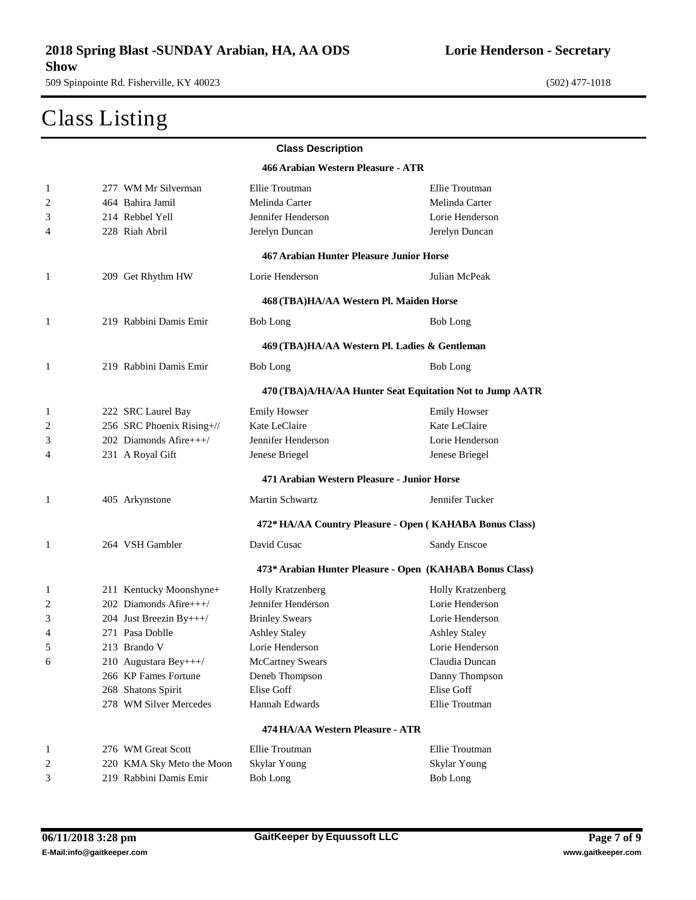## 2018 Spring Blast -SUNDAY Arabian, HA, AA ODS Show

**Lorie Henderson - Secretary**

509 Spinpointe Rd. Fisherville, KY 40023

(502) 477-1018

# Class Listing

**Class Description**

### 466 Arabian Western Pleasure - ATR

| Place | Horse | Rider | Owner |
|---|---|---|---|
| 1 | 277 WM Mr Silverman | Ellie Troutman | Ellie Troutman |
| 2 | 464 Bahira Jamil | Melinda Carter | Melinda Carter |
| 3 | 214 Rebbel Yell | Jennifer Henderson | Lorie Henderson |
| 4 | 228 Riah Abril | Jerelyn Duncan | Jerelyn Duncan |

### 467 Arabian Hunter Pleasure Junior Horse

| Place | Horse | Rider | Owner |
|---|---|---|---|
| 1 | 209 Get Rhythm HW | Lorie Henderson | Julian McPeak |

### 468 (TBA)HA/AA Western Pl. Maiden Horse

| Place | Horse | Rider | Owner |
|---|---|---|---|
| 1 | 219 Rabbini Damis Emir | Bob Long | Bob Long |

### 469 (TBA)HA/AA Western Pl. Ladies & Gentleman

| Place | Horse | Rider | Owner |
|---|---|---|---|
| 1 | 219 Rabbini Damis Emir | Bob Long | Bob Long |

### 470 (TBA)A/HA/AA Hunter Seat Equitation Not to Jump AATR

| Place | Horse | Rider | Owner |
|---|---|---|---|
| 1 | 222 SRC Laurel Bay | Emily Howser | Emily Howser |
| 2 | 256 SRC Phoenix Rising+// | Kate LeClaire | Kate LeClaire |
| 3 | 202 Diamonds Afire+++/ | Jennifer Henderson | Lorie Henderson |
| 4 | 231 A Royal Gift | Jenese Briegel | Jenese Briegel |

### 471 Arabian Western Pleasure - Junior Horse

| Place | Horse | Rider | Owner |
|---|---|---|---|
| 1 | 405 Arkynstone | Martin Schwartz | Jennifer Tucker |

### 472* HA/AA Country Pleasure - Open ( KAHABA Bonus Class)

| Place | Horse | Rider | Owner |
|---|---|---|---|
| 1 | 264 VSH Gambler | David Cusac | Sandy Enscoe |

### 473* Arabian Hunter Pleasure - Open (KAHABA Bonus Class)

| Place | Horse | Rider | Owner |
|---|---|---|---|
| 1 | 211 Kentucky Moonshyne+ | Holly Kratzenberg | Holly Kratzenberg |
| 2 | 202 Diamonds Afire+++/ | Jennifer Henderson | Lorie Henderson |
| 3 | 204 Just Breezin By+++/ | Brinley Swears | Lorie Henderson |
| 4 | 271 Pasa Doblle | Ashley Staley | Ashley Staley |
| 5 | 213 Brando V | Lorie Henderson | Lorie Henderson |
| 6 | 210 Augustara Bey+++/ | McCartney Swears | Claudia Duncan |
| | 266 KP Fames Fortune | Deneb Thompson | Danny Thompson |
| | 268 Shatons Spirit | Elise Goff | Elise Goff |
| | 278 WM Silver Mercedes | Hannah Edwards | Ellie Troutman |

### 474 HA/AA Western Pleasure - ATR

| Place | Horse | Rider | Owner |
|---|---|---|---|
| 1 | 276 WM Great Scott | Ellie Troutman | Ellie Troutman |
| 2 | 220 KMA Sky Meto the Moon | Skylar Young | Skylar Young |
| 3 | 219 Rabbini Damis Emir | Bob Long | Bob Long |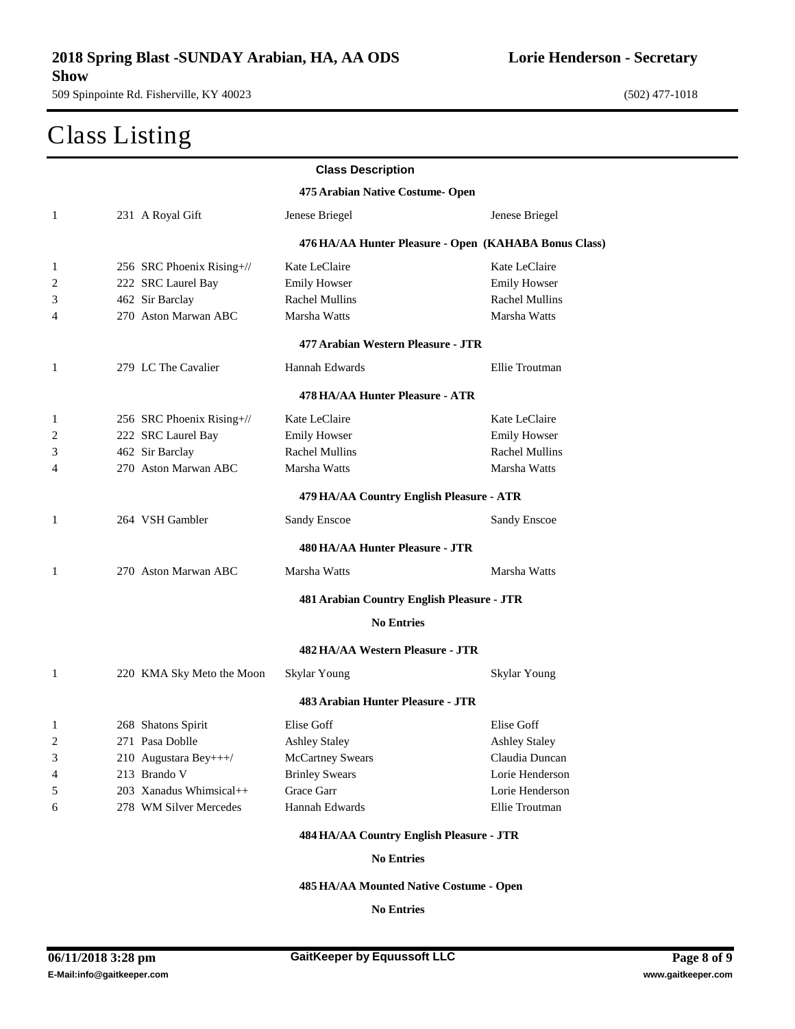# Class Listing

**Class Description**

**475 Arabian Native Costume- Open**

| Place | Entry | Owner | Rider |
|---|---|---|---|
| 1 | 231 A Royal Gift | Jenese Briegel | Jenese Briegel |

**476 HA/AA Hunter Pleasure - Open (KAHABA Bonus Class)**

| Place | Entry | Owner | Rider |
|---|---|---|---|
| 1 | 256 SRC Phoenix Rising+// | Kate LeClaire | Kate LeClaire |
| 2 | 222 SRC Laurel Bay | Emily Howser | Emily Howser |
| 3 | 462 Sir Barclay | Rachel Mullins | Rachel Mullins |
| 4 | 270 Aston Marwan ABC | Marsha Watts | Marsha Watts |

**477 Arabian Western Pleasure - JTR**

| Place | Entry | Owner | Rider |
|---|---|---|---|
| 1 | 279 LC The Cavalier | Hannah Edwards | Ellie Troutman |

**478 HA/AA Hunter Pleasure - ATR**

| Place | Entry | Owner | Rider |
|---|---|---|---|
| 1 | 256 SRC Phoenix Rising+// | Kate LeClaire | Kate LeClaire |
| 2 | 222 SRC Laurel Bay | Emily Howser | Emily Howser |
| 3 | 462 Sir Barclay | Rachel Mullins | Rachel Mullins |
| 4 | 270 Aston Marwan ABC | Marsha Watts | Marsha Watts |

**479 HA/AA Country English Pleasure - ATR**

| Place | Entry | Owner | Rider |
|---|---|---|---|
| 1 | 264 VSH Gambler | Sandy Enscoe | Sandy Enscoe |

**480 HA/AA Hunter Pleasure - JTR**

| Place | Entry | Owner | Rider |
|---|---|---|---|
| 1 | 270 Aston Marwan ABC | Marsha Watts | Marsha Watts |

**481 Arabian Country English Pleasure - JTR**

**No Entries**

**482 HA/AA Western Pleasure - JTR**

| Place | Entry | Owner | Rider |
|---|---|---|---|
| 1 | 220 KMA Sky Meto the Moon | Skylar Young | Skylar Young |

**483 Arabian Hunter Pleasure - JTR**

| Place | Entry | Owner | Rider |
|---|---|---|---|
| 1 | 268 Shatons Spirit | Elise Goff | Elise Goff |
| 2 | 271 Pasa Doblle | Ashley Staley | Ashley Staley |
| 3 | 210 Augustara Bey+++/ | McCartney Swears | Claudia Duncan |
| 4 | 213 Brando V | Brinley Swears | Lorie Henderson |
| 5 | 203 Xanadus Whimsical++ | Grace Garr | Lorie Henderson |
| 6 | 278 WM Silver Mercedes | Hannah Edwards | Ellie Troutman |

**484 HA/AA Country English Pleasure - JTR**

**No Entries**

**485 HA/AA Mounted Native Costume - Open**

**No Entries**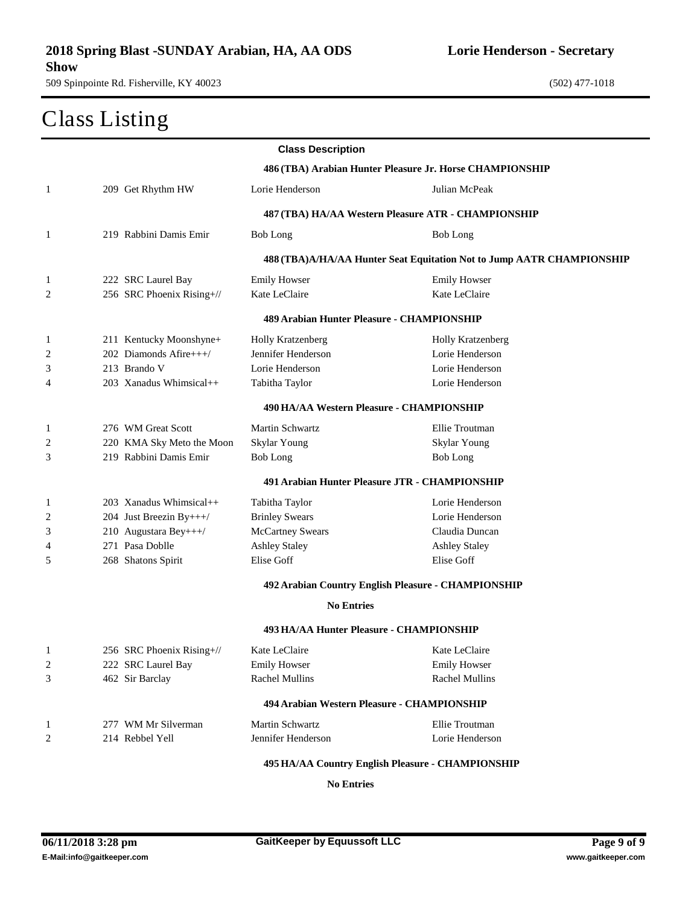# Class Listing

**Class Description**

### 486 (TBA) Arabian Hunter Pleasure Jr. Horse CHAMPIONSHIP

| | | | |
|---|---|---|---|
| 1 | 209 Get Rhythm HW | Lorie Henderson | Julian McPeak |

### 487 (TBA) HA/AA Western Pleasure ATR - CHAMPIONSHIP

| | | | |
|---|---|---|---|
| 1 | 219 Rabbini Damis Emir | Bob Long | Bob Long |

### 488 (TBA)A/HA/AA Hunter Seat Equitation Not to Jump AATR CHAMPIONSHIP

| | | | |
|---|---|---|---|
| 1 | 222 SRC Laurel Bay | Emily Howser | Emily Howser |
| 2 | 256 SRC Phoenix Rising+// | Kate LeClaire | Kate LeClaire |

### 489 Arabian Hunter Pleasure - CHAMPIONSHIP

| | | | |
|---|---|---|---|
| 1 | 211 Kentucky Moonshyne+ | Holly Kratzenberg | Holly Kratzenberg |
| 2 | 202 Diamonds Afire+++/ | Jennifer Henderson | Lorie Henderson |
| 3 | 213 Brando V | Lorie Henderson | Lorie Henderson |
| 4 | 203 Xanadus Whimsical++ | Tabitha Taylor | Lorie Henderson |

### 490 HA/AA Western Pleasure - CHAMPIONSHIP

| | | | |
|---|---|---|---|
| 1 | 276 WM Great Scott | Martin Schwartz | Ellie Troutman |
| 2 | 220 KMA Sky Meto the Moon | Skylar Young | Skylar Young |
| 3 | 219 Rabbini Damis Emir | Bob Long | Bob Long |

### 491 Arabian Hunter Pleasure JTR - CHAMPIONSHIP

| | | | |
|---|---|---|---|
| 1 | 203 Xanadus Whimsical++ | Tabitha Taylor | Lorie Henderson |
| 2 | 204 Just Breezin By+++/ | Brinley Swears | Lorie Henderson |
| 3 | 210 Augustara Bey+++/ | McCartney Swears | Claudia Duncan |
| 4 | 271 Pasa Doblle | Ashley Staley | Ashley Staley |
| 5 | 268 Shatons Spirit | Elise Goff | Elise Goff |

### 492 Arabian Country English Pleasure - CHAMPIONSHIP

**No Entries**

### 493 HA/AA Hunter Pleasure - CHAMPIONSHIP

| | | | |
|---|---|---|---|
| 1 | 256 SRC Phoenix Rising+// | Kate LeClaire | Kate LeClaire |
| 2 | 222 SRC Laurel Bay | Emily Howser | Emily Howser |
| 3 | 462 Sir Barclay | Rachel Mullins | Rachel Mullins |

### 494 Arabian Western Pleasure - CHAMPIONSHIP

| | | | |
|---|---|---|---|
| 1 | 277 WM Mr Silverman | Martin Schwartz | Ellie Troutman |
| 2 | 214 Rebbel Yell | Jennifer Henderson | Lorie Henderson |

### 495 HA/AA Country English Pleasure - CHAMPIONSHIP

**No Entries**